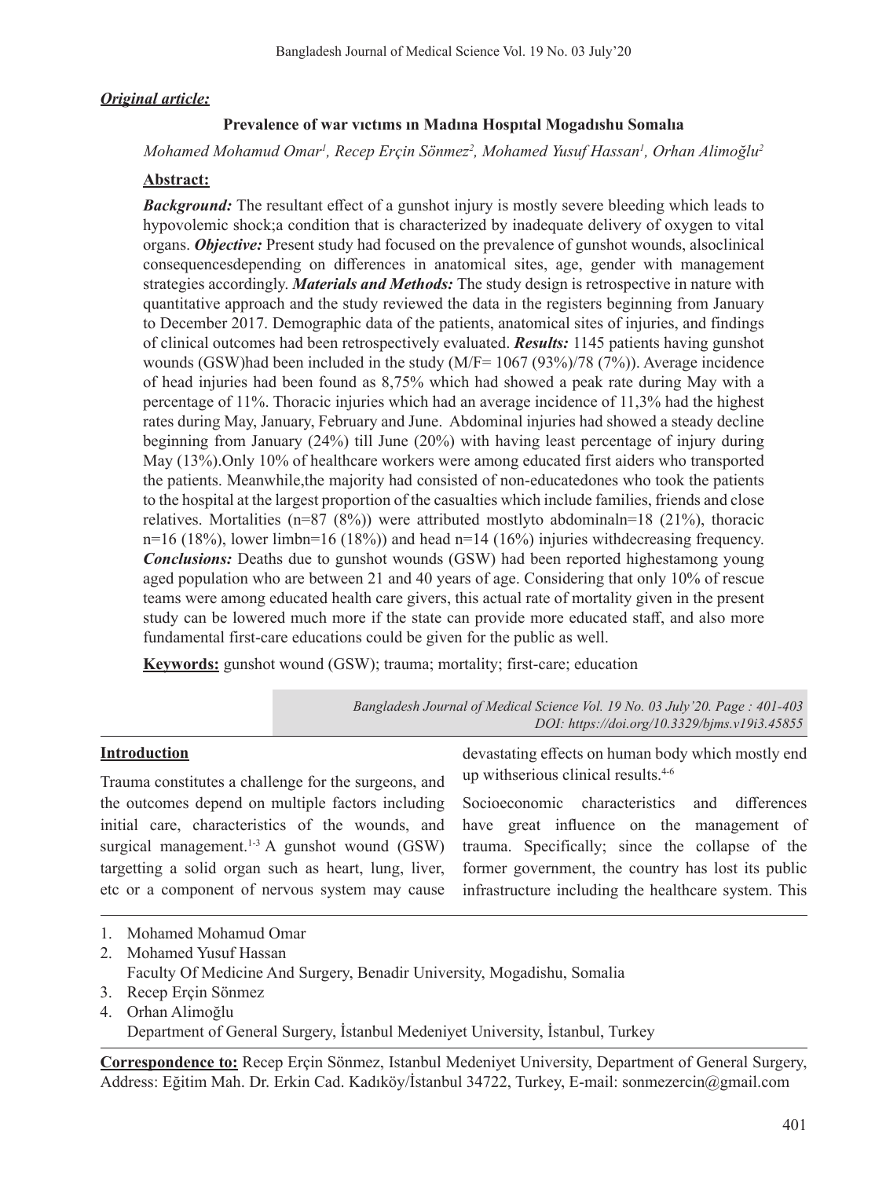***Original article:***

## Prevalence of war vıctıms ın Madına Hospıtal Mogadıshu Somalıa

*Mohamed Mohamud Omar[1], Recep Erçin Sönmez[2], Mohamed Yusuf Hassan[1], Orhan Alimoğlu[2]*

**Abstract:**

***Background:*** The resultant effect of a gunshot injury is mostly severe bleeding which leads to hypovolemic shock;a condition that is characterized by inadequate delivery of oxygen to vital organs. ***Objective:*** Present study had focused on the prevalence of gunshot wounds, alsoclinical consequencesdepending on differences in anatomical sites, age, gender with management strategies accordingly. ***Materials and Methods:*** The study design is retrospective in nature with quantitative approach and the study reviewed the data in the registers beginning from January to December 2017. Demographic data of the patients, anatomical sites of injuries, and findings of clinical outcomes had been retrospectively evaluated. ***Results:*** 1145 patients having gunshot wounds (GSW)had been included in the study (M/F= 1067 (93%)/78 (7%)). Average incidence of head injuries had been found as 8,75% which had showed a peak rate during May with a percentage of 11%. Thoracic injuries which had an average incidence of 11,3% had the highest rates during May, January, February and June. Abdominal injuries had showed a steady decline beginning from January (24%) till June (20%) with having least percentage of injury during May (13%).Only 10% of healthcare workers were among educated first aiders who transported the patients. Meanwhile,the majority had consisted of non-educatedones who took the patients to the hospital at the largest proportion of the casualties which include families, friends and close relatives. Mortalities (n=87 (8%)) were attributed mostlyto abdominaln=18 (21%), thoracic n=16 (18%), lower limbn=16 (18%)) and head n=14 (16%) injuries withdecreasing frequency. ***Conclusions:*** Deaths due to gunshot wounds (GSW) had been reported highestamong young aged population who are between 21 and 40 years of age. Considering that only 10% of rescue teams were among educated health care givers, this actual rate of mortality given in the present study can be lowered much more if the state can provide more educated staff, and also more fundamental first-care educations could be given for the public as well.

**Keywords:** gunshot wound (GSW); trauma; mortality; first-care; education

*Bangladesh Journal of Medical Science Vol. 19 No. 03 July'20. Page : 401-403*
*DOI: https://doi.org/10.3329/bjms.v19i3.45855*

### Introduction

Trauma constitutes a challenge for the surgeons, and the outcomes depend on multiple factors including initial care, characteristics of the wounds, and surgical management.[1-3] A gunshot wound (GSW) targetting a solid organ such as heart, lung, liver, etc or a component of nervous system may cause devastating effects on human body which mostly end up withserious clinical results.[4-6]

Socioeconomic characteristics and differences have great influence on the management of trauma. Specifically; since the collapse of the former government, the country has lost its public infrastructure including the healthcare system. This

---

1. Mohamed Mohamud Omar
2. Mohamed Yusuf Hassan
   Faculty Of Medicine And Surgery, Benadir University, Mogadishu, Somalia
3. Recep Erçin Sönmez
4. Orhan Alimoğlu
   Department of General Surgery, İstanbul Medeniyet University, İstanbul, Turkey

**Correspondence to:** Recep Erçin Sönmez, Istanbul Medeniyet University, Department of General Surgery, Address: Eğitim Mah. Dr. Erkin Cad. Kadıköy/İstanbul 34722, Turkey, E-mail: sonmezercin@gmail.com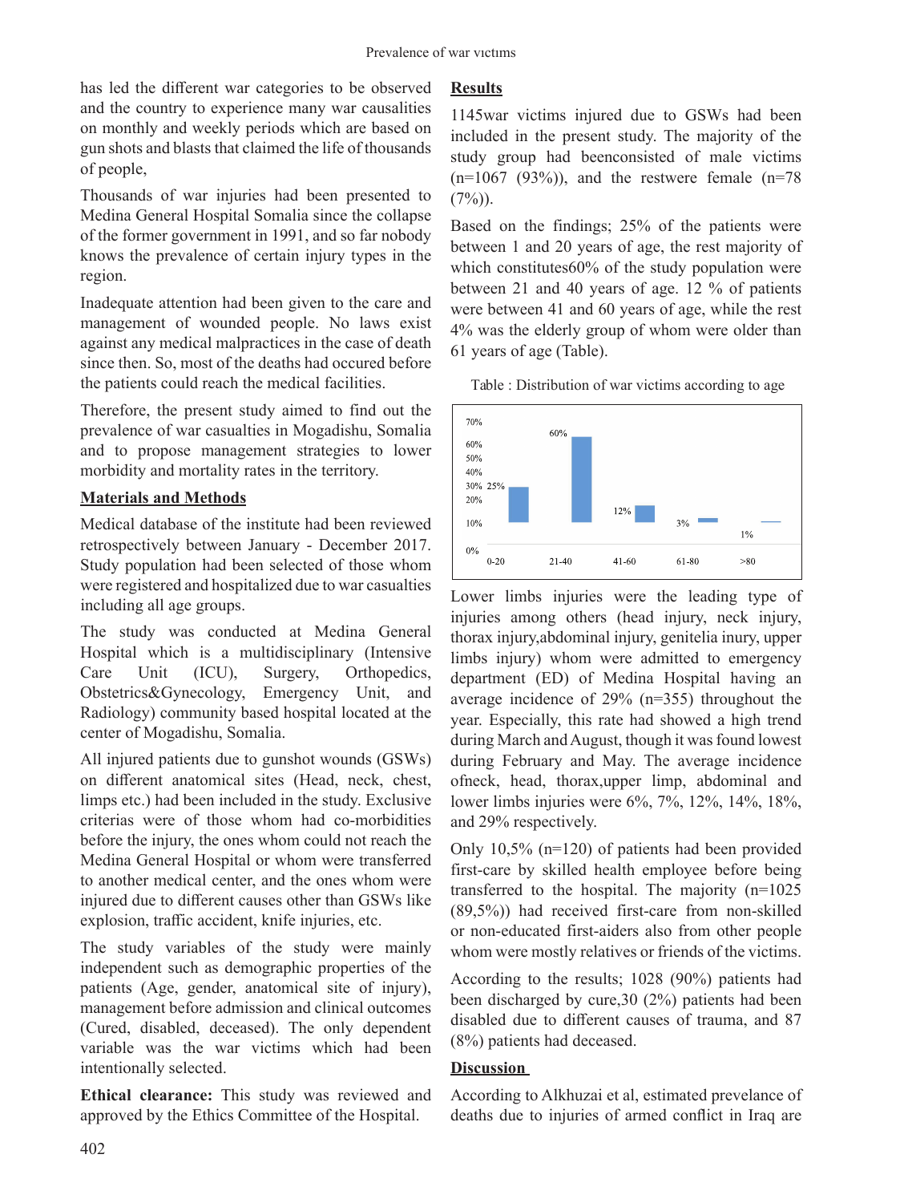has led the different war categories to be observed and the country to experience many war causalities on monthly and weekly periods which are based on gun shots and blasts that claimed the life of thousands of people,

Thousands of war injuries had been presented to Medina General Hospital Somalia since the collapse of the former government in 1991, and so far nobody knows the prevalence of certain injury types in the region.

Inadequate attention had been given to the care and management of wounded people. No laws exist against any medical malpractices in the case of death since then. So, most of the deaths had occured before the patients could reach the medical facilities.

Therefore, the present study aimed to find out the prevalence of war casualties in Mogadishu, Somalia and to propose management strategies to lower morbidity and mortality rates in the territory.

## Materials and Methods

Medical database of the institute had been reviewed retrospectively between January - December 2017. Study population had been selected of those whom were registered and hospitalized due to war casualties including all age groups.

The study was conducted at Medina General Hospital which is a multidisciplinary (Intensive Care Unit (ICU), Surgery, Orthopedics, Obstetrics&Gynecology, Emergency Unit, and Radiology) community based hospital located at the center of Mogadishu, Somalia.

All injured patients due to gunshot wounds (GSWs) on different anatomical sites (Head, neck, chest, limps etc.) had been included in the study. Exclusive criterias were of those whom had co-morbidities before the injury, the ones whom could not reach the Medina General Hospital or whom were transferred to another medical center, and the ones whom were injured due to different causes other than GSWs like explosion, traffic accident, knife injuries, etc.

The study variables of the study were mainly independent such as demographic properties of the patients (Age, gender, anatomical site of injury), management before admission and clinical outcomes (Cured, disabled, deceased). The only dependent variable was the war victims which had been intentionally selected.

**Ethical clearance:** This study was reviewed and approved by the Ethics Committee of the Hospital.

## Results

1145war victims injured due to GSWs had been included in the present study. The majority of the study group had beenconsisted of male victims (n=1067 (93%)), and the restwere female (n=78 (7%)).

Based on the findings; 25% of the patients were between 1 and 20 years of age, the rest majority of which constitutes60% of the study population were between 21 and 40 years of age. 12 % of patients were between 41 and 60 years of age, while the rest 4% was the elderly group of whom were older than 61 years of age (Table).

Table : Distribution of war victims according to age

| Age | % |
|---|---|
| 0-20 | 25% |
| 21-40 | 60% |
| 41-60 | 12% |
| 61-80 | 3% |
| >80 | 1% |

Lower limbs injuries were the leading type of injuries among others (head injury, neck injury, thorax injury,abdominal injury, genitelia inury, upper limbs injury) whom were admitted to emergency department (ED) of Medina Hospital having an average incidence of 29% (n=355) throughout the year. Especially, this rate had showed a high trend during March and August, though it was found lowest during February and May. The average incidence ofneck, head, thorax,upper limp, abdominal and lower limbs injuries were 6%, 7%, 12%, 14%, 18%, and 29% respectively.

Only 10,5% (n=120) of patients had been provided first-care by skilled health employee before being transferred to the hospital. The majority (n=1025 (89,5%)) had received first-care from non-skilled or non-educated first-aiders also from other people whom were mostly relatives or friends of the victims.

According to the results; 1028 (90%) patients had been discharged by cure,30 (2%) patients had been disabled due to different causes of trauma, and 87 (8%) patients had deceased.

## Discussion

According to Alkhuzai et al, estimated prevelance of deaths due to injuries of armed conflict in Iraq are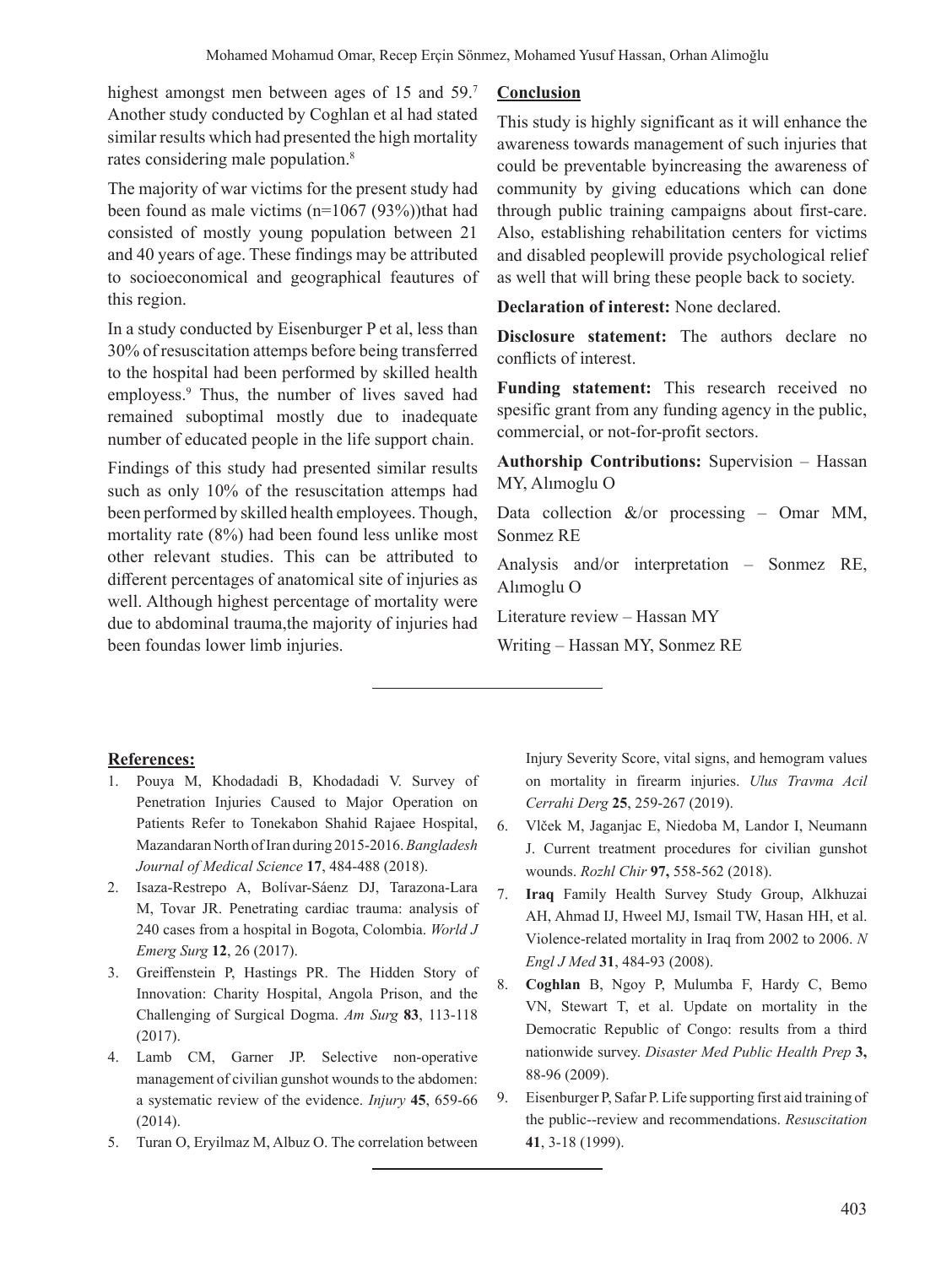highest amongst men between ages of 15 and 59.[7] Another study conducted by Coghlan et al had stated similar results which had presented the high mortality rates considering male population.[8]

The majority of war victims for the present study had been found as male victims (n=1067 (93%))that had consisted of mostly young population between 21 and 40 years of age. These findings may be attributed to socioeconomical and geographical feautures of this region.

In a study conducted by Eisenburger P et al, less than 30% of resuscitation attemps before being transferred to the hospital had been performed by skilled health employess.[9] Thus, the number of lives saved had remained suboptimal mostly due to inadequate number of educated people in the life support chain.

Findings of this study had presented similar results such as only 10% of the resuscitation attemps had been performed by skilled health employees. Though, mortality rate (8%) had been found less unlike most other relevant studies. This can be attributed to different percentages of anatomical site of injuries as well. Although highest percentage of mortality were due to abdominal trauma,the majority of injuries had been foundas lower limb injuries.

## Conclusion

This study is highly significant as it will enhance the awareness towards management of such injuries that could be preventable byincreasing the awareness of community by giving educations which can done through public training campaigns about first-care. Also, establishing rehabilitation centers for victims and disabled peoplewill provide psychological relief as well that will bring these people back to society.

**Declaration of interest:** None declared.

**Disclosure statement:** The authors declare no conflicts of interest.

**Funding statement:** This research received no spesific grant from any funding agency in the public, commercial, or not-for-profit sectors.

**Authorship Contributions:** Supervision – Hassan MY, Alımoglu O

Data collection &/or processing – Omar MM, Sonmez RE

Analysis and/or interpretation – Sonmez RE, Alımoglu O

Literature review – Hassan MY

Writing – Hassan MY, Sonmez RE

## References:

1. Pouya M, Khodadadi B, Khodadadi V. Survey of Penetration Injuries Caused to Major Operation on Patients Refer to Tonekabon Shahid Rajaee Hospital, Mazandaran North of Iran during 2015-2016. *Bangladesh Journal of Medical Science* **17**, 484-488 (2018).
2. Isaza-Restrepo A, Bolívar-Sáenz DJ, Tarazona-Lara M, Tovar JR. Penetrating cardiac trauma: analysis of 240 cases from a hospital in Bogota, Colombia. *World J Emerg Surg* **12**, 26 (2017).
3. Greiffenstein P, Hastings PR. The Hidden Story of Innovation: Charity Hospital, Angola Prison, and the Challenging of Surgical Dogma. *Am Surg* **83**, 113-118 (2017).
4. Lamb CM, Garner JP. Selective non-operative management of civilian gunshot wounds to the abdomen: a systematic review of the evidence. *Injury* **45**, 659-66 (2014).
5. Turan O, Eryilmaz M, Albuz O. The correlation between Injury Severity Score, vital signs, and hemogram values on mortality in firearm injuries. *Ulus Travma Acil Cerrahi Derg* **25**, 259-267 (2019).
6. Vlček M, Jaganjac E, Niedoba M, Landor I, Neumann J. Current treatment procedures for civilian gunshot wounds. *Rozhl Chir* **97,** 558-562 (2018).
7. **Iraq** Family Health Survey Study Group, Alkhuzai AH, Ahmad IJ, Hweel MJ, Ismail TW, Hasan HH, et al. Violence-related mortality in Iraq from 2002 to 2006. *N Engl J Med* **31**, 484-93 (2008).
8. **Coghlan** B, Ngoy P, Mulumba F, Hardy C, Bemo VN, Stewart T, et al. Update on mortality in the Democratic Republic of Congo: results from a third nationwide survey. *Disaster Med Public Health Prep* **3,** 88-96 (2009).
9. Eisenburger P, Safar P. Life supporting first aid training of the public--review and recommendations. *Resuscitation* **41**, 3-18 (1999).